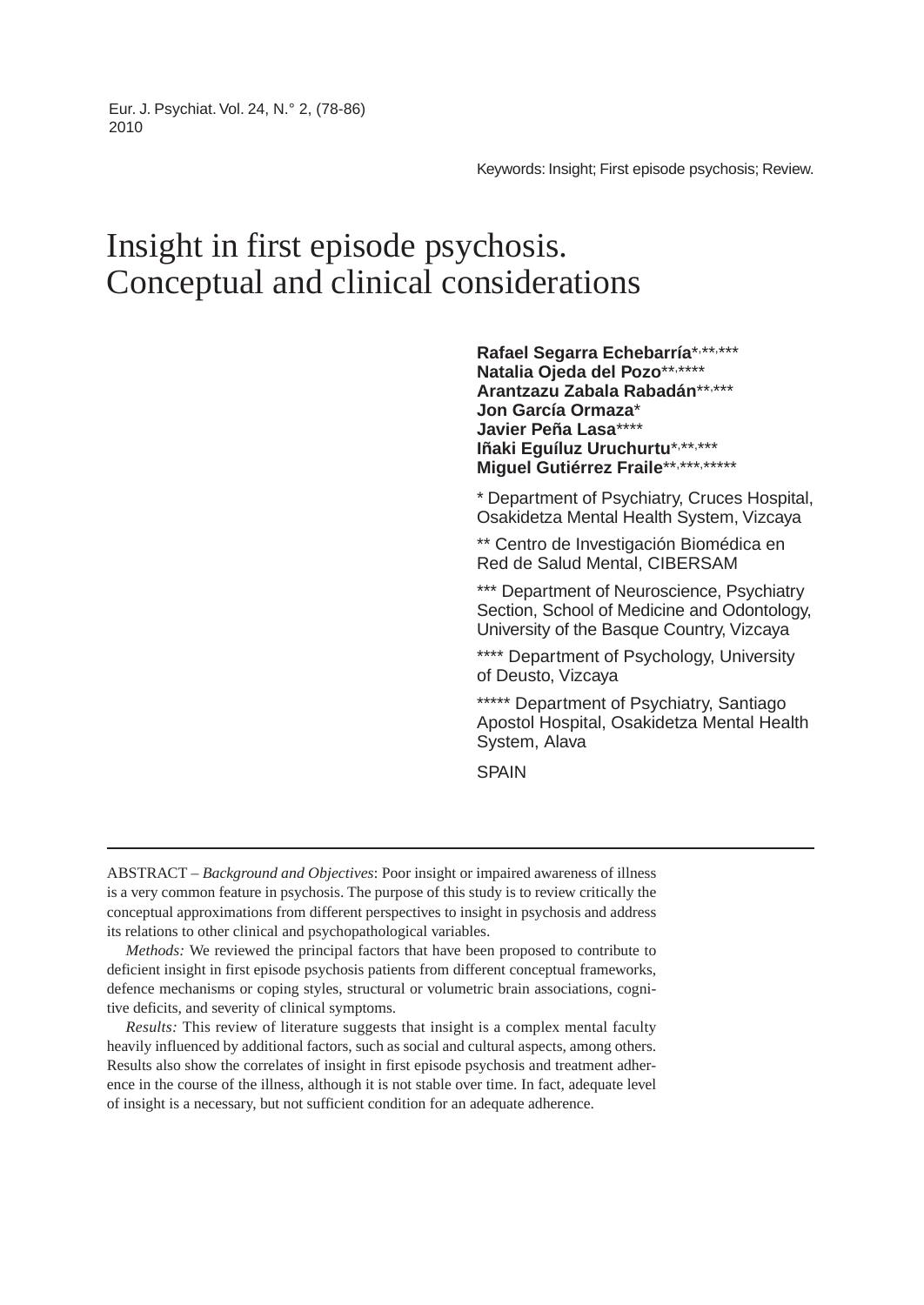Keywords: Insight; First episode psychosis; Review.

# Insight in first episode psychosis. Conceptual and clinical considerations

**Rafael Segarra Echebarría**[*,**,***]
**Natalia Ojeda del Pozo**[**,****]
**Arantzazu Zabala Rabadán**[**,***]
**Jon García Ormaza**[*]
**Javier Peña Lasa**[****]
**Iñaki Eguíluz Uruchurtu**[*,**,***]
**Miguel Gutiérrez Fraile**[**,***,*****]

* Department of Psychiatry, Cruces Hospital, Osakidetza Mental Health System, Vizcaya

** Centro de Investigación Biomédica en Red de Salud Mental, CIBERSAM

*** Department of Neuroscience, Psychiatry Section, School of Medicine and Odontology, University of the Basque Country, Vizcaya

**** Department of Psychology, University of Deusto, Vizcaya

***** Department of Psychiatry, Santiago Apostol Hospital, Osakidetza Mental Health System, Alava

SPAIN

---

ABSTRACT – *Background and Objectives*: Poor insight or impaired awareness of illness is a very common feature in psychosis. The purpose of this study is to review critically the conceptual approximations from different perspectives to insight in psychosis and address its relations to other clinical and psychopathological variables.

*Methods:* We reviewed the principal factors that have been proposed to contribute to deficient insight in first episode psychosis patients from different conceptual frameworks, defence mechanisms or coping styles, structural or volumetric brain associations, cognitive deficits, and severity of clinical symptoms.

*Results:* This review of literature suggests that insight is a complex mental faculty heavily influenced by additional factors, such as social and cultural aspects, among others. Results also show the correlates of insight in first episode psychosis and treatment adherence in the course of the illness, although it is not stable over time. In fact, adequate level of insight is a necessary, but not sufficient condition for an adequate adherence.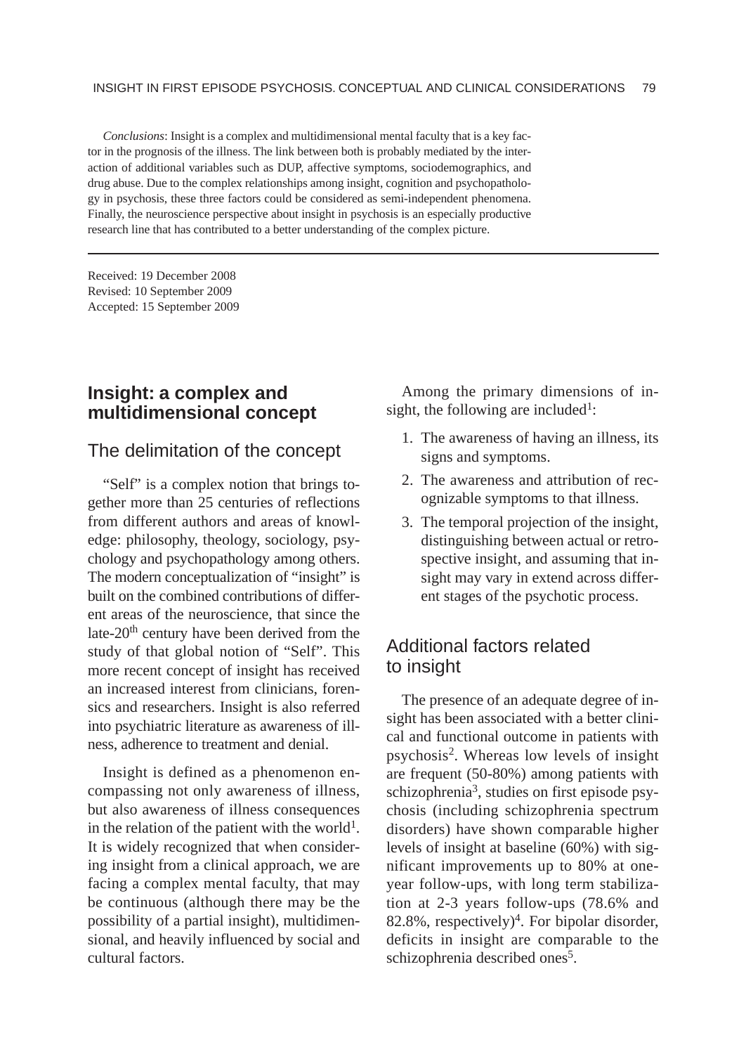*Conclusions*: Insight is a complex and multidimensional mental faculty that is a key factor in the prognosis of the illness. The link between both is probably mediated by the interaction of additional variables such as DUP, affective symptoms, sociodemographics, and drug abuse. Due to the complex relationships among insight, cognition and psychopathology in psychosis, these three factors could be considered as semi-independent phenomena. Finally, the neuroscience perspective about insight in psychosis is an especially productive research line that has contributed to a better understanding of the complex picture.

---

Received: 19 December 2008
Revised: 10 September 2009
Accepted: 15 September 2009

## Insight: a complex and multidimensional concept

### The delimitation of the concept

"Self" is a complex notion that brings together more than 25 centuries of reflections from different authors and areas of knowledge: philosophy, theology, sociology, psychology and psychopathology among others. The modern conceptualization of "insight" is built on the combined contributions of different areas of the neuroscience, that since the late-20th century have been derived from the study of that global notion of "Self". This more recent concept of insight has received an increased interest from clinicians, forensics and researchers. Insight is also referred into psychiatric literature as awareness of illness, adherence to treatment and denial.

Insight is defined as a phenomenon encompassing not only awareness of illness, but also awareness of illness consequences in the relation of the patient with the world[1]. It is widely recognized that when considering insight from a clinical approach, we are facing a complex mental faculty, that may be continuous (although there may be the possibility of a partial insight), multidimensional, and heavily influenced by social and cultural factors.

Among the primary dimensions of insight, the following are included[1]:

1. The awareness of having an illness, its signs and symptoms.
2. The awareness and attribution of recognizable symptoms to that illness.
3. The temporal projection of the insight, distinguishing between actual or retrospective insight, and assuming that insight may vary in extend across different stages of the psychotic process.

### Additional factors related to insight

The presence of an adequate degree of insight has been associated with a better clinical and functional outcome in patients with psychosis[2]. Whereas low levels of insight are frequent (50-80%) among patients with schizophrenia[3], studies on first episode psychosis (including schizophrenia spectrum disorders) have shown comparable higher levels of insight at baseline (60%) with significant improvements up to 80% at one-year follow-ups, with long term stabilization at 2-3 years follow-ups (78.6% and 82.8%, respectively)[4]. For bipolar disorder, deficits in insight are comparable to the schizophrenia described ones[5].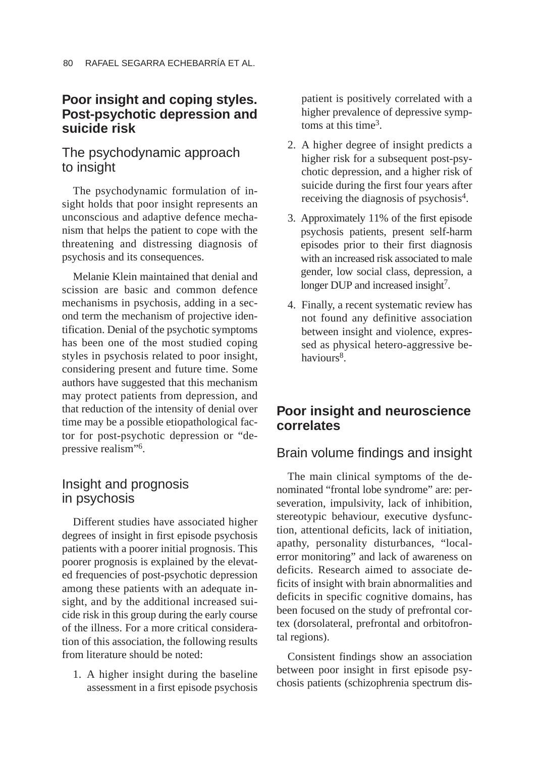## Poor insight and coping styles. Post-psychotic depression and suicide risk

### The psychodynamic approach to insight

The psychodynamic formulation of insight holds that poor insight represents an unconscious and adaptive defence mechanism that helps the patient to cope with the threatening and distressing diagnosis of psychosis and its consequences.

Melanie Klein maintained that denial and scission are basic and common defence mechanisms in psychosis, adding in a second term the mechanism of projective identification. Denial of the psychotic symptoms has been one of the most studied coping styles in psychosis related to poor insight, considering present and future time. Some authors have suggested that this mechanism may protect patients from depression, and that reduction of the intensity of denial over time may be a possible etiopathological factor for post-psychotic depression or "depressive realism"[6].

### Insight and prognosis in psychosis

Different studies have associated higher degrees of insight in first episode psychosis patients with a poorer initial prognosis. This poorer prognosis is explained by the elevated frequencies of post-psychotic depression among these patients with an adequate insight, and by the additional increased suicide risk in this group during the early course of the illness. For a more critical consideration of this association, the following results from literature should be noted:

1. A higher insight during the baseline assessment in a first episode psychosis patient is positively correlated with a higher prevalence of depressive symptoms at this time[3].
2. A higher degree of insight predicts a higher risk for a subsequent post-psychotic depression, and a higher risk of suicide during the first four years after receiving the diagnosis of psychosis[4].
3. Approximately 11% of the first episode psychosis patients, present self-harm episodes prior to their first diagnosis with an increased risk associated to male gender, low social class, depression, a longer DUP and increased insight[7].
4. Finally, a recent systematic review has not found any definitive association between insight and violence, expressed as physical hetero-aggressive behaviours[8].

## Poor insight and neuroscience correlates

### Brain volume findings and insight

The main clinical symptoms of the denominated "frontal lobe syndrome" are: perseveration, impulsivity, lack of inhibition, stereotypic behaviour, executive dysfunction, attentional deficits, lack of initiation, apathy, personality disturbances, "local-error monitoring" and lack of awareness on deficits. Research aimed to associate deficits of insight with brain abnormalities and deficits in specific cognitive domains, has been focused on the study of prefrontal cortex (dorsolateral, prefrontal and orbitofrontal regions).

Consistent findings show an association between poor insight in first episode psychosis patients (schizophrenia spectrum dis-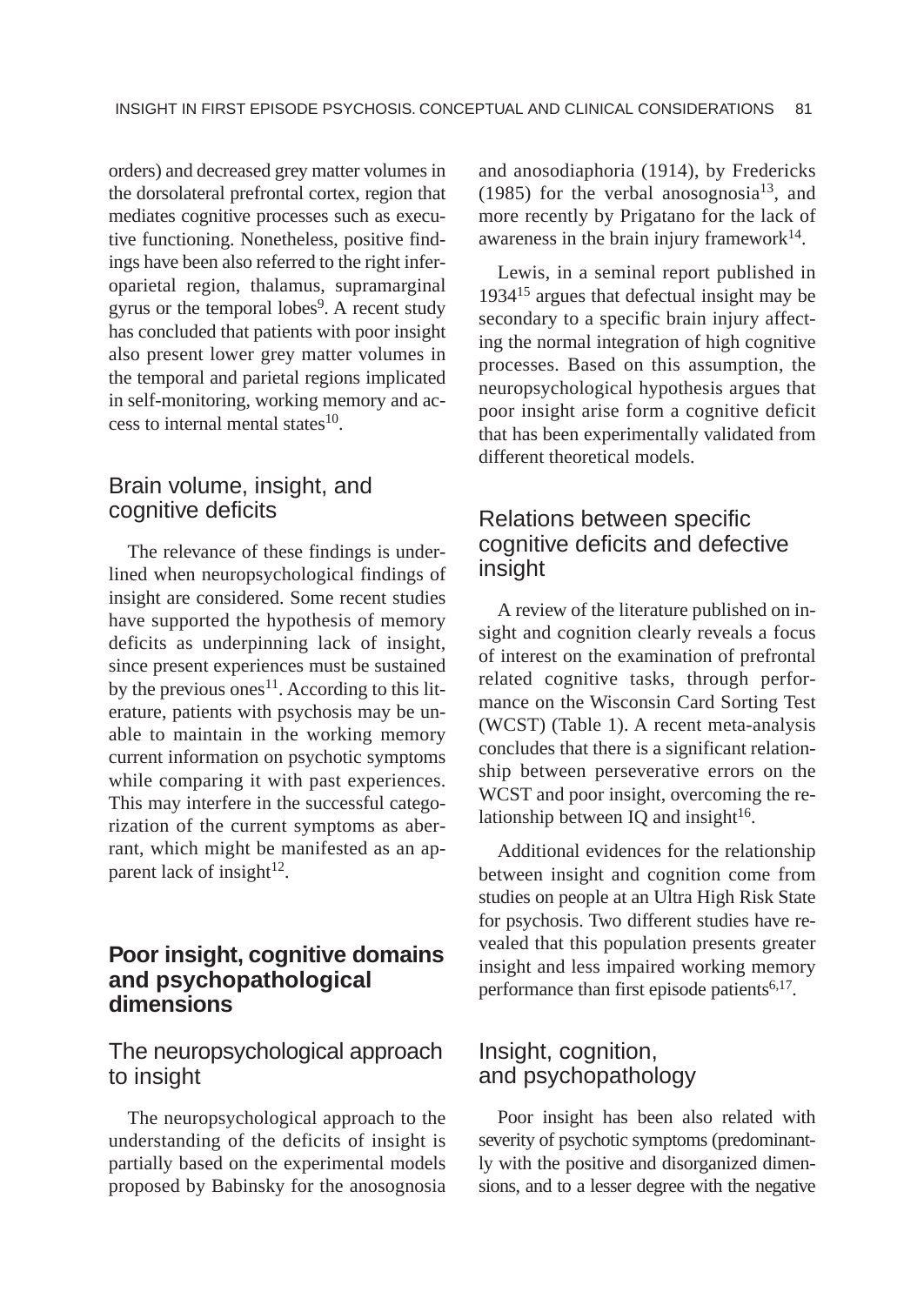orders) and decreased grey matter volumes in the dorsolateral prefrontal cortex, region that mediates cognitive processes such as executive functioning. Nonetheless, positive findings have been also referred to the right inferoparietal region, thalamus, supramarginal gyrus or the temporal lobes[9]. A recent study has concluded that patients with poor insight also present lower grey matter volumes in the temporal and parietal regions implicated in self-monitoring, working memory and access to internal mental states[10].

### Brain volume, insight, and cognitive deficits

The relevance of these findings is underlined when neuropsychological findings of insight are considered. Some recent studies have supported the hypothesis of memory deficits as underpinning lack of insight, since present experiences must be sustained by the previous ones[11]. According to this literature, patients with psychosis may be unable to maintain in the working memory current information on psychotic symptoms while comparing it with past experiences. This may interfere in the successful categorization of the current symptoms as aberrant, which might be manifested as an apparent lack of insight[12].

## Poor insight, cognitive domains and psychopathological dimensions

### The neuropsychological approach to insight

The neuropsychological approach to the understanding of the deficits of insight is partially based on the experimental models proposed by Babinsky for the anosognosia and anosodiaphoria (1914), by Fredericks (1985) for the verbal anosognosia[13], and more recently by Prigatano for the lack of awareness in the brain injury framework[14].

Lewis, in a seminal report published in 1934[15] argues that defectual insight may be secondary to a specific brain injury affecting the normal integration of high cognitive processes. Based on this assumption, the neuropsychological hypothesis argues that poor insight arise form a cognitive deficit that has been experimentally validated from different theoretical models.

### Relations between specific cognitive deficits and defective insight

A review of the literature published on insight and cognition clearly reveals a focus of interest on the examination of prefrontal related cognitive tasks, through performance on the Wisconsin Card Sorting Test (WCST) (Table 1). A recent meta-analysis concludes that there is a significant relationship between perseverative errors on the WCST and poor insight, overcoming the relationship between IQ and insight[16].

Additional evidences for the relationship between insight and cognition come from studies on people at an Ultra High Risk State for psychosis. Two different studies have revealed that this population presents greater insight and less impaired working memory performance than first episode patients[6,17].

### Insight, cognition, and psychopathology

Poor insight has been also related with severity of psychotic symptoms (predominantly with the positive and disorganized dimensions, and to a lesser degree with the negative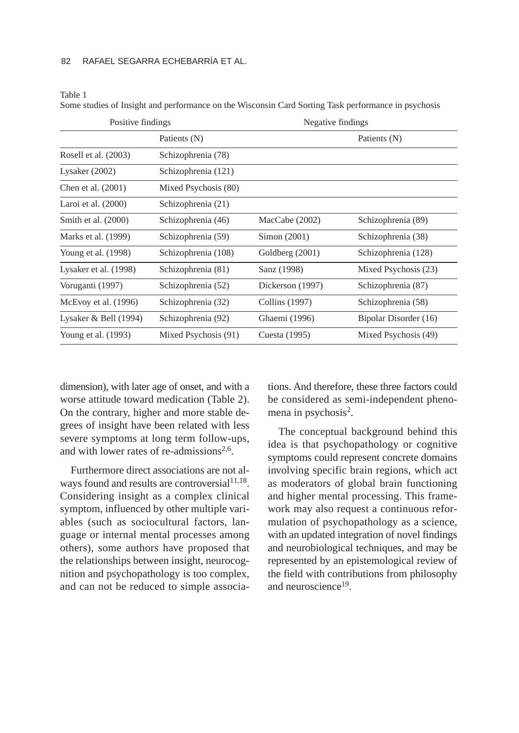Table 1
Some studies of Insight and performance on the Wisconsin Card Sorting Task performance in psychosis

| Positive findings | | Negative findings | |
|---|---|---|---|
| | Patients (N) | | Patients (N) |
| Rosell et al. (2003) | Schizophrenia (78) | | |
| Lysaker (2002) | Schizophrenia (121) | | |
| Chen et al. (2001) | Mixed Psychosis (80) | | |
| Laroi et al. (2000) | Schizophrenia (21) | | |
| Smith et al. (2000) | Schizophrenia (46) | MacCabe (2002) | Schizophrenia (89) |
| Marks et al. (1999) | Schizophrenia (59) | Simon (2001) | Schizophrenia (38) |
| Young et al. (1998) | Schizophrenia (108) | Goldberg (2001) | Schizophrenia (128) |
| Lysaker et al. (1998) | Schizophrenia (81) | Sanz (1998) | Mixed Psychosis (23) |
| Voruganti (1997) | Schizophrenia (52) | Dickerson (1997) | Schizophrenia (87) |
| McEvoy et al. (1996) | Schizophrenia (32) | Collins (1997) | Schizophrenia (58) |
| Lysaker & Bell (1994) | Schizophrenia (92) | Ghaemi (1996) | Bipolar Disorder (16) |
| Young et al. (1993) | Mixed Psychosis (91) | Cuesta (1995) | Mixed Psychosis (49) |

dimension), with later age of onset, and with a worse attitude toward medication (Table 2). On the contrary, higher and more stable degrees of insight have been related with less severe symptoms at long term follow-ups, and with lower rates of re-admissions[2,6].

Furthermore direct associations are not always found and results are controversial[11,18]. Considering insight as a complex clinical symptom, influenced by other multiple variables (such as sociocultural factors, language or internal mental processes among others), some authors have proposed that the relationships between insight, neurocognition and psychopathology is too complex, and can not be reduced to simple associations. And therefore, these three factors could be considered as semi-independent phenomena in psychosis[2].

The conceptual background behind this idea is that psychopathology or cognitive symptoms could represent concrete domains involving specific brain regions, which act as moderators of global brain functioning and higher mental processing. This framework may also request a continuous reformulation of psychopathology as a science, with an updated integration of novel findings and neurobiological techniques, and may be represented by an epistemological review of the field with contributions from philosophy and neuroscience[19].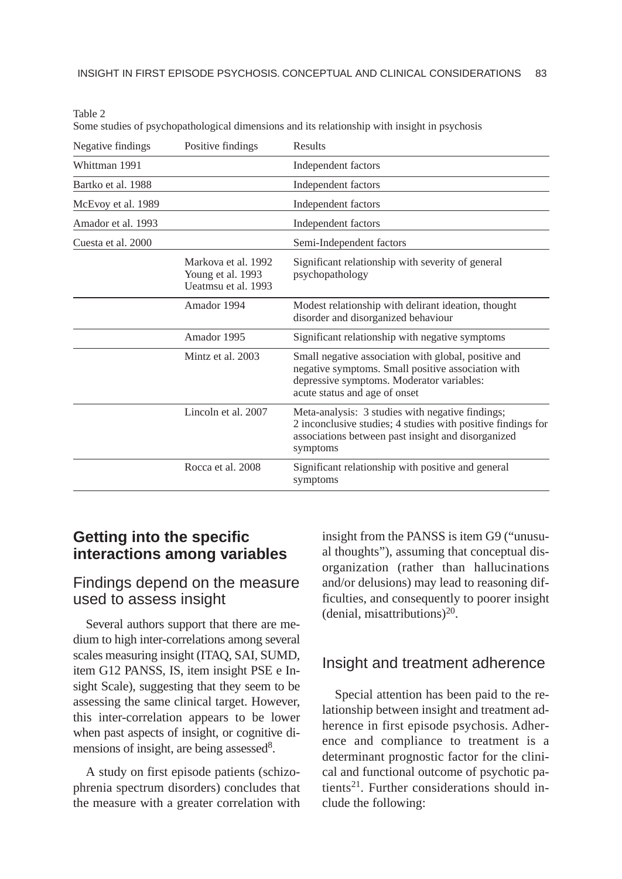Table 2
Some studies of psychopathological dimensions and its relationship with insight in psychosis

| Negative findings | Positive findings | Results |
|---|---|---|
| Whittman 1991 | | Independent factors |
| Bartko et al. 1988 | | Independent factors |
| McEvoy et al. 1989 | | Independent factors |
| Amador et al. 1993 | | Independent factors |
| Cuesta et al. 2000 | | Semi-Independent factors |
| | Markova et al. 1992 Young et al. 1993 Ueatmsu et al. 1993 | Significant relationship with severity of general psychopathology |
| | Amador 1994 | Modest relationship with delirant ideation, thought disorder and disorganized behaviour |
| | Amador 1995 | Significant relationship with negative symptoms |
| | Mintz et al. 2003 | Small negative association with global, positive and negative symptoms. Small positive association with depressive symptoms. Moderator variables: acute status and age of onset |
| | Lincoln et al. 2007 | Meta-analysis: 3 studies with negative findings; 2 inconclusive studies; 4 studies with positive findings for associations between past insight and disorganized symptoms |
| | Rocca et al. 2008 | Significant relationship with positive and general symptoms |

## Getting into the specific interactions among variables

### Findings depend on the measure used to assess insight

Several authors support that there are medium to high inter-correlations among several scales measuring insight (ITAQ, SAI, SUMD, item G12 PANSS, IS, item insight PSE e Insight Scale), suggesting that they seem to be assessing the same clinical target. However, this inter-correlation appears to be lower when past aspects of insight, or cognitive dimensions of insight, are being assessed[8].

A study on first episode patients (schizophrenia spectrum disorders) concludes that the measure with a greater correlation with insight from the PANSS is item G9 ("unusual thoughts"), assuming that conceptual disorganization (rather than hallucinations and/or delusions) may lead to reasoning difficulties, and consequently to poorer insight (denial, misattributions)[20].

### Insight and treatment adherence

Special attention has been paid to the relationship between insight and treatment adherence in first episode psychosis. Adherence and compliance to treatment is a determinant prognostic factor for the clinical and functional outcome of psychotic patients[21]. Further considerations should include the following: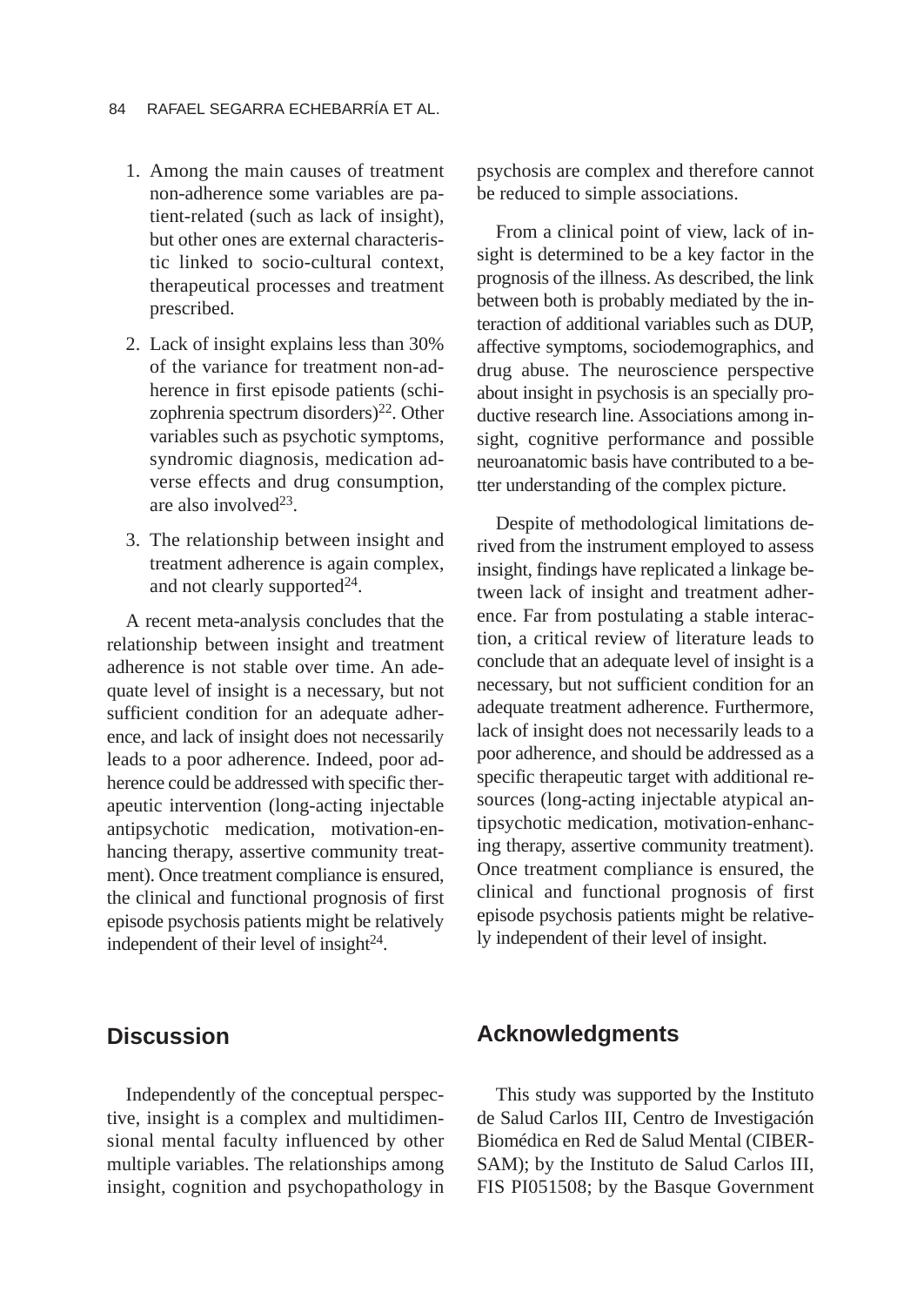1. Among the main causes of treatment non-adherence some variables are patient-related (such as lack of insight), but other ones are external characteristic linked to socio-cultural context, therapeutical processes and treatment prescribed.
2. Lack of insight explains less than 30% of the variance for treatment non-adherence in first episode patients (schizophrenia spectrum disorders)[22]. Other variables such as psychotic symptoms, syndromic diagnosis, medication adverse effects and drug consumption, are also involved[23].
3. The relationship between insight and treatment adherence is again complex, and not clearly supported[24].

A recent meta-analysis concludes that the relationship between insight and treatment adherence is not stable over time. An adequate level of insight is a necessary, but not sufficient condition for an adequate adherence, and lack of insight does not necessarily leads to a poor adherence. Indeed, poor adherence could be addressed with specific therapeutic intervention (long-acting injectable antipsychotic medication, motivation-enhancing therapy, assertive community treatment). Once treatment compliance is ensured, the clinical and functional prognosis of first episode psychosis patients might be relatively independent of their level of insight[24].

## Discussion

Independently of the conceptual perspective, insight is a complex and multidimensional mental faculty influenced by other multiple variables. The relationships among insight, cognition and psychopathology in psychosis are complex and therefore cannot be reduced to simple associations.

From a clinical point of view, lack of insight is determined to be a key factor in the prognosis of the illness. As described, the link between both is probably mediated by the interaction of additional variables such as DUP, affective symptoms, sociodemographics, and drug abuse. The neuroscience perspective about insight in psychosis is an specially productive research line. Associations among insight, cognitive performance and possible neuroanatomic basis have contributed to a better understanding of the complex picture.

Despite of methodological limitations derived from the instrument employed to assess insight, findings have replicated a linkage between lack of insight and treatment adherence. Far from postulating a stable interaction, a critical review of literature leads to conclude that an adequate level of insight is a necessary, but not sufficient condition for an adequate treatment adherence. Furthermore, lack of insight does not necessarily leads to a poor adherence, and should be addressed as a specific therapeutic target with additional resources (long-acting injectable atypical antipsychotic medication, motivation-enhancing therapy, assertive community treatment). Once treatment compliance is ensured, the clinical and functional prognosis of first episode psychosis patients might be relatively independent of their level of insight.

## Acknowledgments

This study was supported by the Instituto de Salud Carlos III, Centro de Investigación Biomédica en Red de Salud Mental (CIBERSAM); by the Instituto de Salud Carlos III, FIS PI051508; by the Basque Government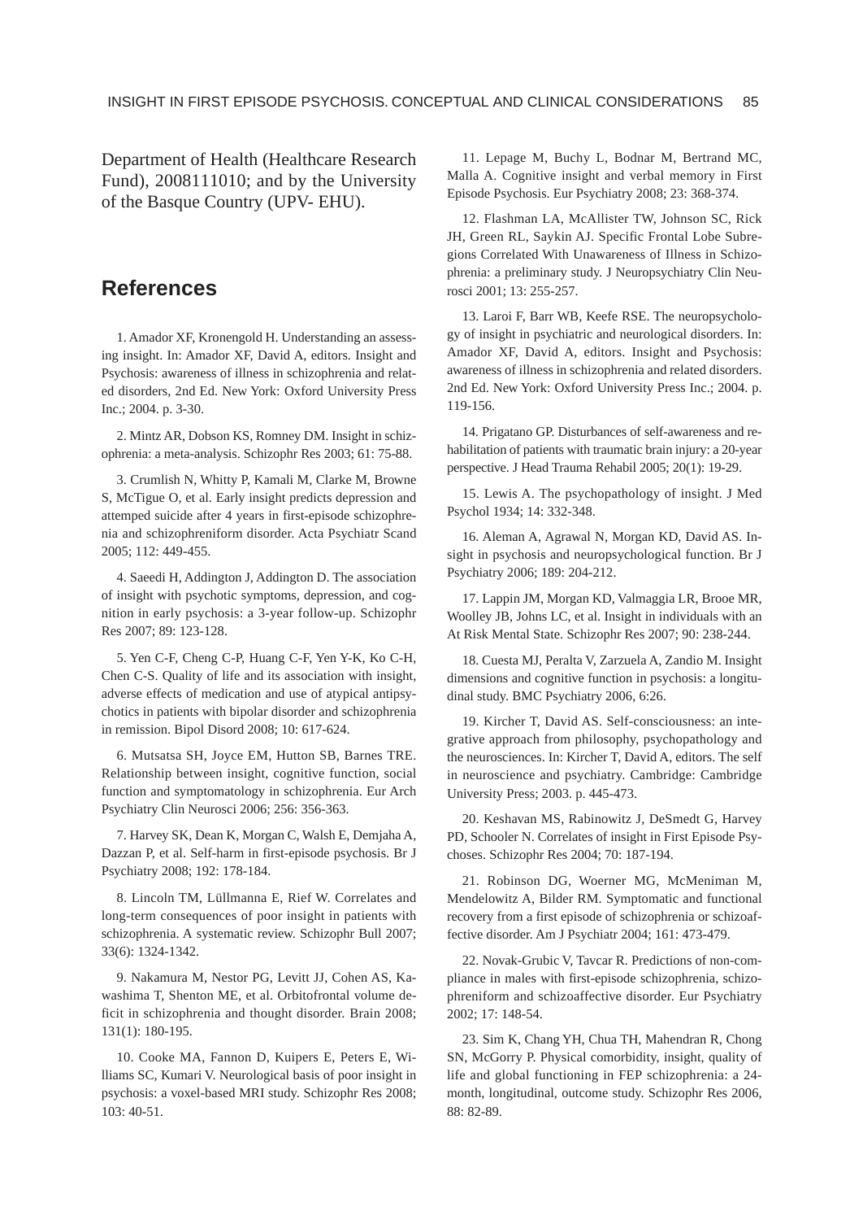Department of Health (Healthcare Research Fund), 2008111010; and by the University of the Basque Country (UPV- EHU).

## References

1. Amador XF, Kronengold H. Understanding an assessing insight. In: Amador XF, David A, editors. Insight and Psychosis: awareness of illness in schizophrenia and related disorders, 2nd Ed. New York: Oxford University Press Inc.; 2004. p. 3-30.

2. Mintz AR, Dobson KS, Romney DM. Insight in schizophrenia: a meta-analysis. Schizophr Res 2003; 61: 75-88.

3. Crumlish N, Whitty P, Kamali M, Clarke M, Browne S, McTigue O, et al. Early insight predicts depression and attemped suicide after 4 years in first-episode schizophrenia and schizophreniform disorder. Acta Psychiatr Scand 2005; 112: 449-455.

4. Saeedi H, Addington J, Addington D. The association of insight with psychotic symptoms, depression, and cognition in early psychosis: a 3-year follow-up. Schizophr Res 2007; 89: 123-128.

5. Yen C-F, Cheng C-P, Huang C-F, Yen Y-K, Ko C-H, Chen C-S. Quality of life and its association with insight, adverse effects of medication and use of atypical antipsychotics in patients with bipolar disorder and schizophrenia in remission. Bipol Disord 2008; 10: 617-624.

6. Mutsatsa SH, Joyce EM, Hutton SB, Barnes TRE. Relationship between insight, cognitive function, social function and symptomatology in schizophrenia. Eur Arch Psychiatry Clin Neurosci 2006; 256: 356-363.

7. Harvey SK, Dean K, Morgan C, Walsh E, Demjaha A, Dazzan P, et al. Self-harm in first-episode psychosis. Br J Psychiatry 2008; 192: 178-184.

8. Lincoln TM, Lüllmanna E, Rief W. Correlates and long-term consequences of poor insight in patients with schizophrenia. A systematic review. Schizophr Bull 2007; 33(6): 1324-1342.

9. Nakamura M, Nestor PG, Levitt JJ, Cohen AS, Kawashima T, Shenton ME, et al. Orbitofrontal volume deficit in schizophrenia and thought disorder. Brain 2008; 131(1): 180-195.

10. Cooke MA, Fannon D, Kuipers E, Peters E, Williams SC, Kumari V. Neurological basis of poor insight in psychosis: a voxel-based MRI study. Schizophr Res 2008; 103: 40-51.

11. Lepage M, Buchy L, Bodnar M, Bertrand MC, Malla A. Cognitive insight and verbal memory in First Episode Psychosis. Eur Psychiatry 2008; 23: 368-374.

12. Flashman LA, McAllister TW, Johnson SC, Rick JH, Green RL, Saykin AJ. Specific Frontal Lobe Subregions Correlated With Unawareness of Illness in Schizophrenia: a preliminary study. J Neuropsychiatry Clin Neurosci 2001; 13: 255-257.

13. Laroi F, Barr WB, Keefe RSE. The neuropsychology of insight in psychiatric and neurological disorders. In: Amador XF, David A, editors. Insight and Psychosis: awareness of illness in schizophrenia and related disorders. 2nd Ed. New York: Oxford University Press Inc.; 2004. p. 119-156.

14. Prigatano GP. Disturbances of self-awareness and rehabilitation of patients with traumatic brain injury: a 20-year perspective. J Head Trauma Rehabil 2005; 20(1): 19-29.

15. Lewis A. The psychopathology of insight. J Med Psychol 1934; 14: 332-348.

16. Aleman A, Agrawal N, Morgan KD, David AS. Insight in psychosis and neuropsychological function. Br J Psychiatry 2006; 189: 204-212.

17. Lappin JM, Morgan KD, Valmaggia LR, Brooe MR, Woolley JB, Johns LC, et al. Insight in individuals with an At Risk Mental State. Schizophr Res 2007; 90: 238-244.

18. Cuesta MJ, Peralta V, Zarzuela A, Zandio M. Insight dimensions and cognitive function in psychosis: a longitudinal study. BMC Psychiatry 2006, 6:26.

19. Kircher T, David AS. Self-consciousness: an integrative approach from philosophy, psychopathology and the neurosciences. In: Kircher T, David A, editors. The self in neuroscience and psychiatry. Cambridge: Cambridge University Press; 2003. p. 445-473.

20. Keshavan MS, Rabinowitz J, DeSmedt G, Harvey PD, Schooler N. Correlates of insight in First Episode Psychoses. Schizophr Res 2004; 70: 187-194.

21. Robinson DG, Woerner MG, McMeniman M, Mendelowitz A, Bilder RM. Symptomatic and functional recovery from a first episode of schizophrenia or schizoaffective disorder. Am J Psychiatr 2004; 161: 473-479.

22. Novak-Grubic V, Tavcar R. Predictions of non-compliance in males with first-episode schizophrenia, schizophreniform and schizoaffective disorder. Eur Psychiatry 2002; 17: 148-54.

23. Sim K, Chang YH, Chua TH, Mahendran R, Chong SN, McGorry P. Physical comorbidity, insight, quality of life and global functioning in FEP schizophrenia: a 24-month, longitudinal, outcome study. Schizophr Res 2006, 88: 82-89.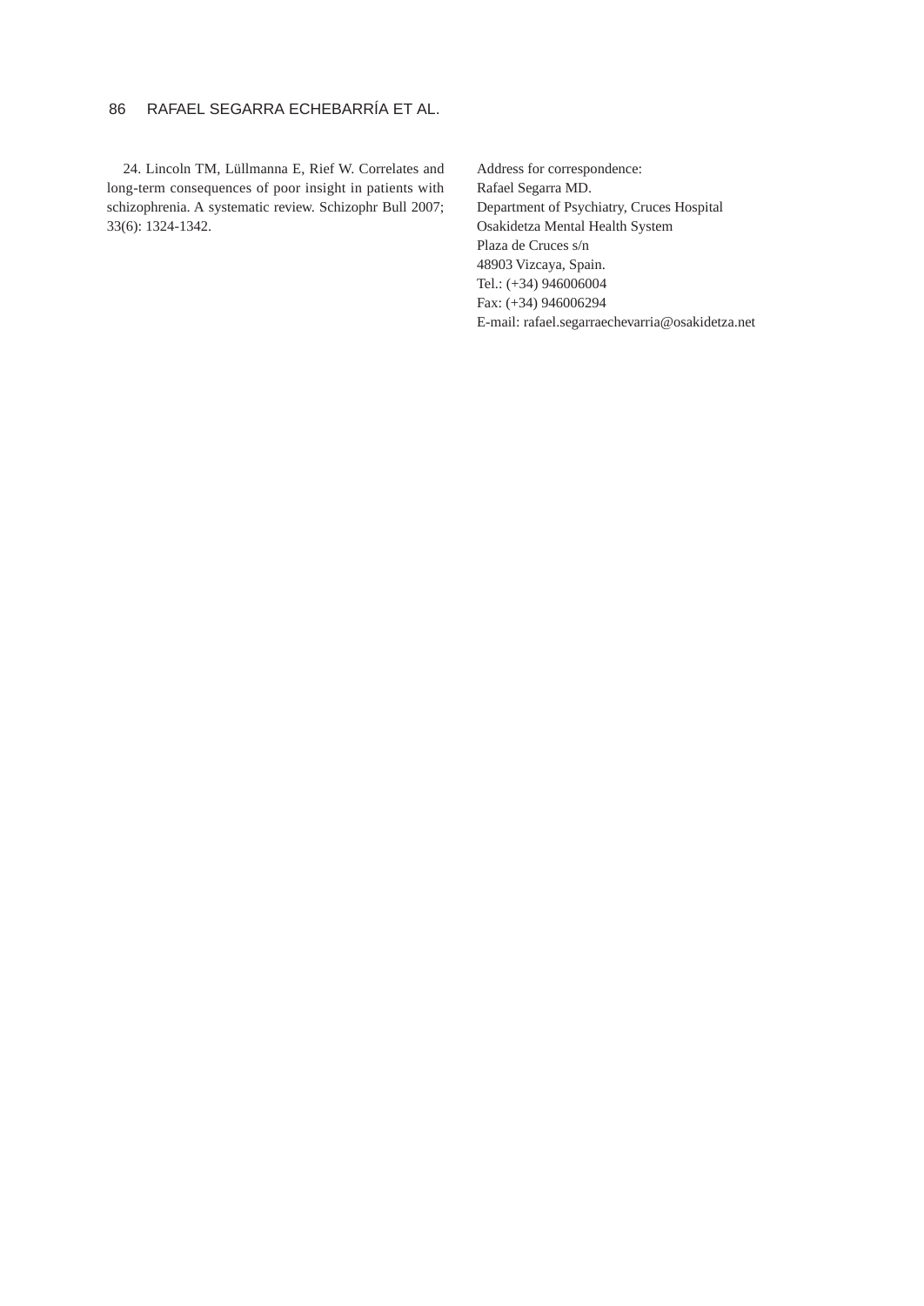24. Lincoln TM, Lüllmanna E, Rief W. Correlates and long-term consequences of poor insight in patients with schizophrenia. A systematic review. Schizophr Bull 2007; 33(6): 1324-1342.

Address for correspondence:
Rafael Segarra MD.
Department of Psychiatry, Cruces Hospital
Osakidetza Mental Health System
Plaza de Cruces s/n
48903 Vizcaya, Spain.
Tel.: (+34) 946006004
Fax: (+34) 946006294
E-mail: rafael.segarraechevarria@osakidetza.net